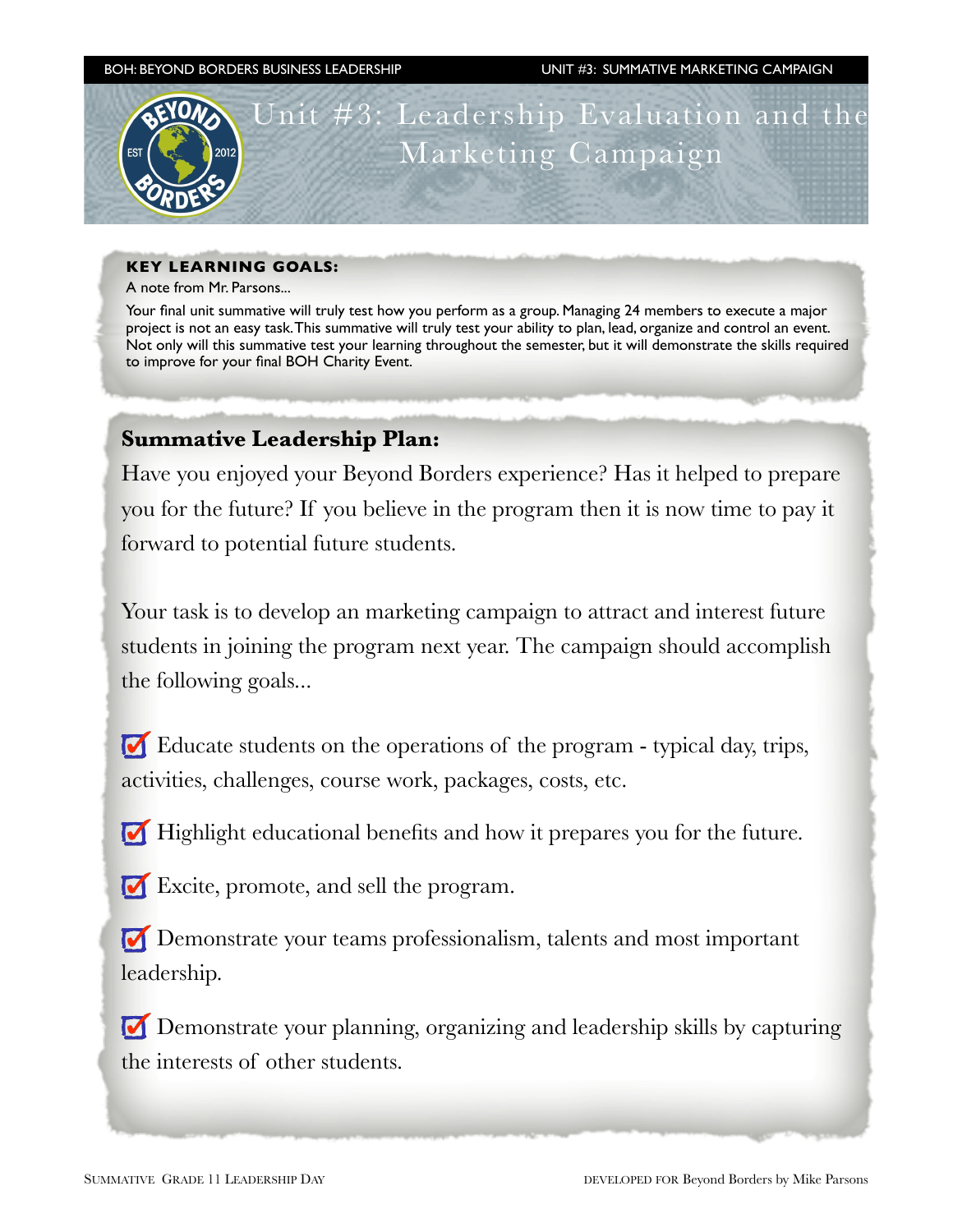# Unit #3: Leadership Evaluation and the Marketing Campaign

**KEY LEARNING GOALS:**

A note from Mr. Parsons...

Your final unit summative will truly test how you perform as a group. Managing 24 members to execute a major project is not an easy task. This summative will truly test your ability to plan, lead, organize and control an event. Not only will this summative test your learning throughout the semester, but it will demonstrate the skills required to improve for your final BOH Charity Event.

## Summative Leadership Plan:

Have you enjoyed your Beyond Borders experience? Has it helped to prepare you for the future? If you believe in the program then it is now time to pay it forward to potential future students.

Your task is to develop an marketing campaign to attract and interest future students in joining the program next year. The campaign should accomplish the following goals...

- ☑ Educate students on the operations of the program - typical day, trips, activities, challenges, course work, packages, costs, etc.
- ☑ Highlight educational benefits and how it prepares you for the future.
- ☑ Excite, promote, and sell the program.
- ☑ Demonstrate your teams professionalism, talents and most important leadership.
- ☑ Demonstrate your planning, organizing and leadership skills by capturing the interests of other students.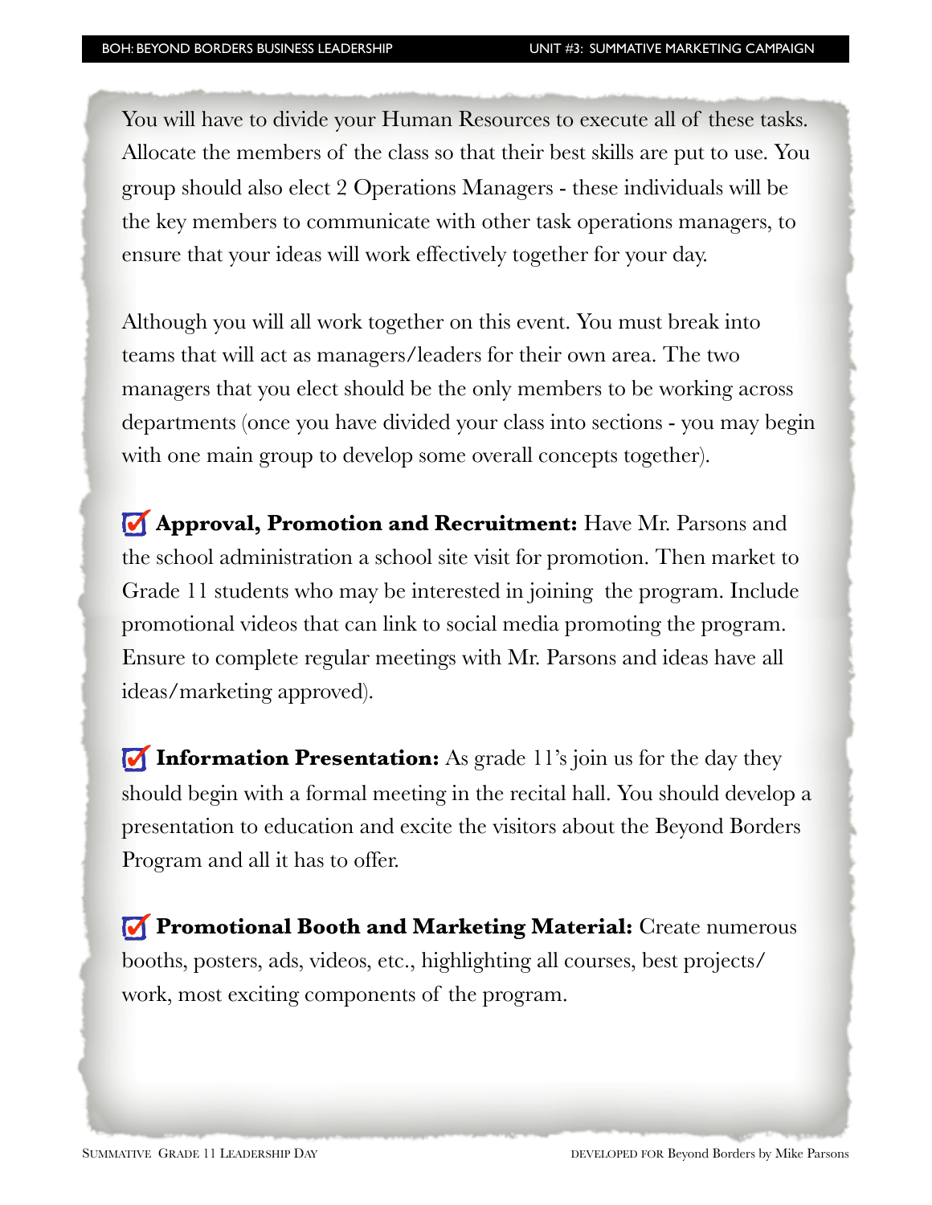You will have to divide your Human Resources to execute all of these tasks. Allocate the members of the class so that their best skills are put to use. You group should also elect 2 Operations Managers - these individuals will be the key members to communicate with other task operations managers, to ensure that your ideas will work effectively together for your day.

Although you will all work together on this event. You must break into teams that will act as managers/leaders for their own area. The two managers that you elect should be the only members to be working across departments (once you have divided your class into sections - you may begin with one main group to develop some overall concepts together).

☑ **Approval, Promotion and Recruitment:** Have Mr. Parsons and the school administration a school site visit for promotion. Then market to Grade 11 students who may be interested in joining the program. Include promotional videos that can link to social media promoting the program. Ensure to complete regular meetings with Mr. Parsons and ideas have all ideas/marketing approved).

☑ **Information Presentation:** As grade 11's join us for the day they should begin with a formal meeting in the recital hall. You should develop a presentation to education and excite the visitors about the Beyond Borders Program and all it has to offer.

☑ **Promotional Booth and Marketing Material:** Create numerous booths, posters, ads, videos, etc., highlighting all courses, best projects/work, most exciting components of the program.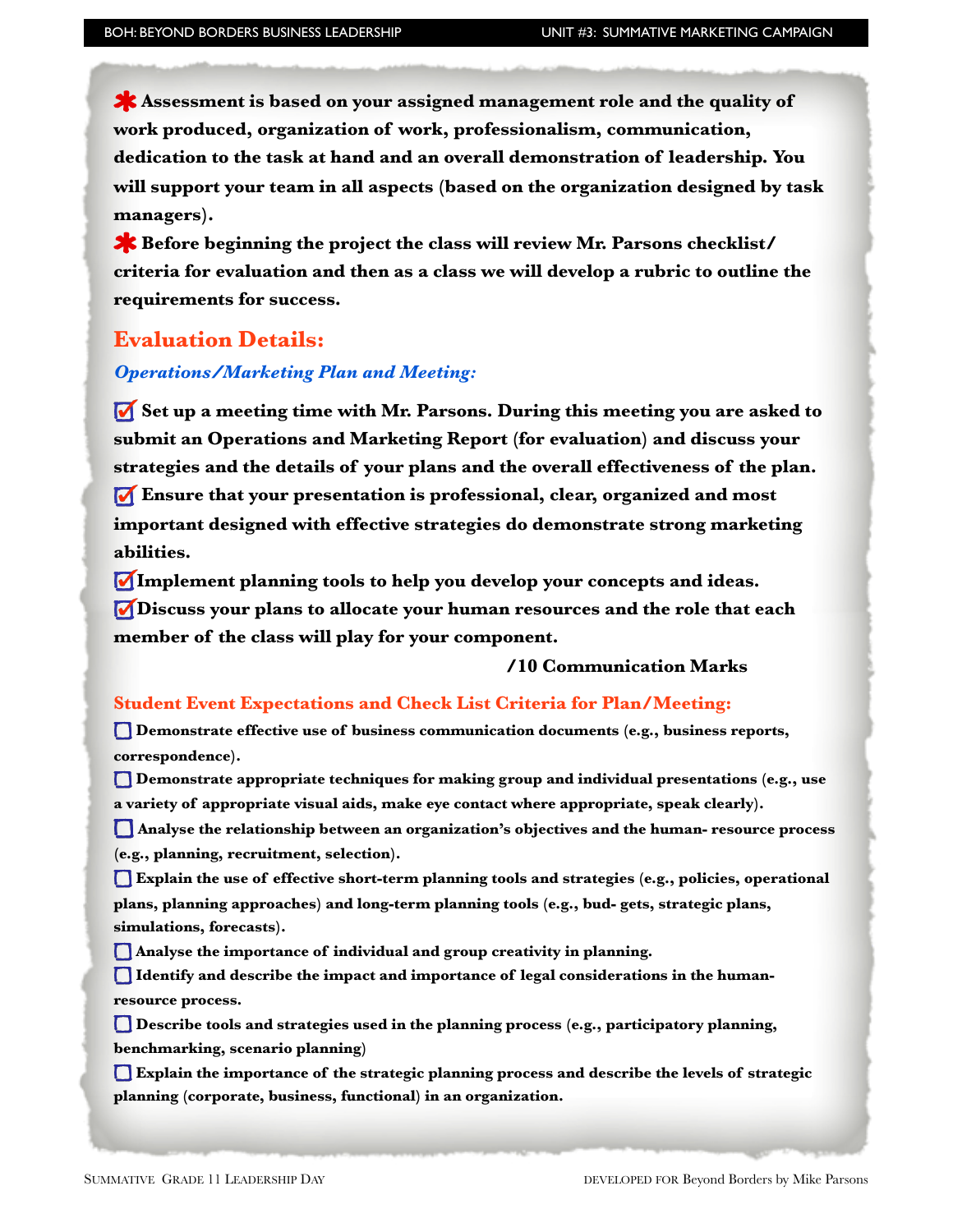**✱ Assessment is based on your assigned management role and the quality of work produced, organization of work, professionalism, communication, dedication to the task at hand and an overall demonstration of leadership. You will support your team in all aspects (based on the organization designed by task managers).**

**✱ Before beginning the project the class will review Mr. Parsons checklist/ criteria for evaluation and then as a class we will develop a rubric to outline the requirements for success.**

## Evaluation Details:

### *Operations/Marketing Plan and Meeting:*

- ☑ **Set up a meeting time with Mr. Parsons. During this meeting you are asked to submit an Operations and Marketing Report (for evaluation) and discuss your strategies and the details of your plans and the overall effectiveness of the plan.**
- ☑ **Ensure that your presentation is professional, clear, organized and most important designed with effective strategies do demonstrate strong marketing abilities.**
- ☑ **Implement planning tools to help you develop your concepts and ideas.**
- ☑ **Discuss your plans to allocate your human resources and the role that each member of the class will play for your component.**

**/10 Communication Marks**

### Student Event Expectations and Check List Criteria for Plan/Meeting:

- ☐ **Demonstrate effective use of business communication documents (e.g., business reports, correspondence).**
- ☐ **Demonstrate appropriate techniques for making group and individual presentations (e.g., use a variety of appropriate visual aids, make eye contact where appropriate, speak clearly).**
- ☐ **Analyse the relationship between an organization's objectives and the human- resource process (e.g., planning, recruitment, selection).**
- ☐ **Explain the use of effective short-term planning tools and strategies (e.g., policies, operational plans, planning approaches) and long-term planning tools (e.g., bud- gets, strategic plans, simulations, forecasts).**
- ☐ **Analyse the importance of individual and group creativity in planning.**
- ☐ **Identify and describe the impact and importance of legal considerations in the human-resource process.**
- ☐ **Describe tools and strategies used in the planning process (e.g., participatory planning, benchmarking, scenario planning)**
- ☐ **Explain the importance of the strategic planning process and describe the levels of strategic planning (corporate, business, functional) in an organization.**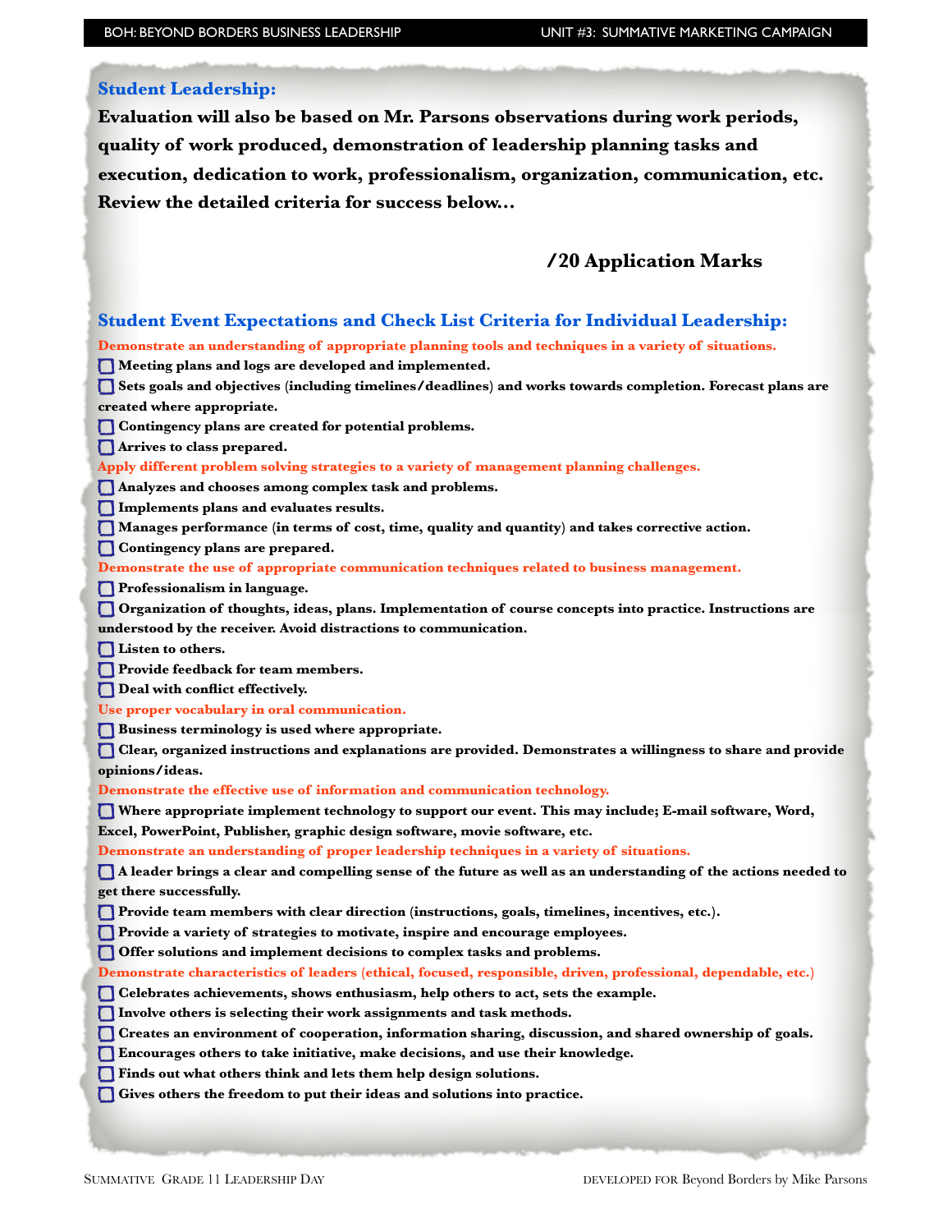## Student Leadership:

**Evaluation will also be based on Mr. Parsons observations during work periods, quality of work produced, demonstration of leadership planning tasks and execution, dedication to work, professionalism, organization, communication, etc. Review the detailed criteria for success below…**

**/20 Application Marks**

## Student Event Expectations and Check List Criteria for Individual Leadership:

**Demonstrate an understanding of appropriate planning tools and techniques in a variety of situations.**

- [ ] Meeting plans and logs are developed and implemented.
- [ ] Sets goals and objectives (including timelines/deadlines) and works towards completion. Forecast plans are created where appropriate.
- [ ] Contingency plans are created for potential problems.
- [ ] Arrives to class prepared.

**Apply different problem solving strategies to a variety of management planning challenges.**

- [ ] Analyzes and chooses among complex task and problems.
- [ ] Implements plans and evaluates results.
- [ ] Manages performance (in terms of cost, time, quality and quantity) and takes corrective action.
- [ ] Contingency plans are prepared.

**Demonstrate the use of appropriate communication techniques related to business management.**

- [ ] Professionalism in language.
- [ ] Organization of thoughts, ideas, plans. Implementation of course concepts into practice. Instructions are understood by the receiver. Avoid distractions to communication.
- [ ] Listen to others.
- [ ] Provide feedback for team members.
- [ ] Deal with conflict effectively.

**Use proper vocabulary in oral communication.**

- [ ] Business terminology is used where appropriate.
- [ ] Clear, organized instructions and explanations are provided. Demonstrates a willingness to share and provide opinions/ideas.

**Demonstrate the effective use of information and communication technology.**

- [ ] Where appropriate implement technology to support our event. This may include; E-mail software, Word, Excel, PowerPoint, Publisher, graphic design software, movie software, etc.

**Demonstrate an understanding of proper leadership techniques in a variety of situations.**

- [ ] A leader brings a clear and compelling sense of the future as well as an understanding of the actions needed to get there successfully.
- [ ] Provide team members with clear direction (instructions, goals, timelines, incentives, etc.).
- [ ] Provide a variety of strategies to motivate, inspire and encourage employees.
- [ ] Offer solutions and implement decisions to complex tasks and problems.

**Demonstrate characteristics of leaders (ethical, focused, responsible, driven, professional, dependable, etc.)**

- [ ] Celebrates achievements, shows enthusiasm, help others to act, sets the example.
- [ ] Involve others is selecting their work assignments and task methods.
- [ ] Creates an environment of cooperation, information sharing, discussion, and shared ownership of goals.
- [ ] Encourages others to take initiative, make decisions, and use their knowledge.
- [ ] Finds out what others think and lets them help design solutions.
- [ ] Gives others the freedom to put their ideas and solutions into practice.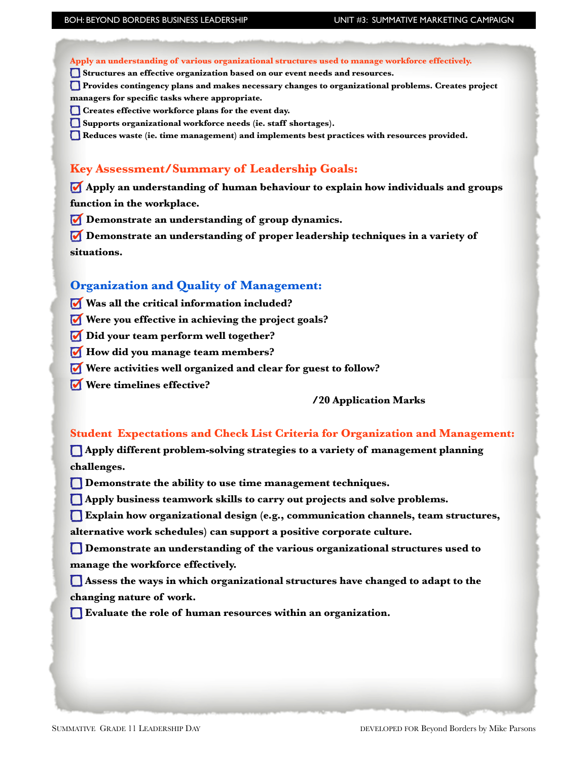**Apply an understanding of various organizational structures used to manage workforce effectively.**

- [ ] Structures an effective organization based on our event needs and resources.
- [ ] Provides contingency plans and makes necessary changes to organizational problems. Creates project managers for specific tasks where appropriate.
- [ ] Creates effective workforce plans for the event day.
- [ ] Supports organizational workforce needs (ie. staff shortages).
- [ ] Reduces waste (ie. time management) and implements best practices with resources provided.

## Key Assessment/Summary of Leadership Goals:

- [x] Apply an understanding of human behaviour to explain how individuals and groups function in the workplace.
- [x] Demonstrate an understanding of group dynamics.
- [x] Demonstrate an understanding of proper leadership techniques in a variety of situations.

## Organization and Quality of Management:

- [x] Was all the critical information included?
- [x] Were you effective in achieving the project goals?
- [x] Did your team perform well together?
- [x] How did you manage team members?
- [x] Were activities well organized and clear for guest to follow?
- [x] Were timelines effective?

**/20 Application Marks**

## Student Expectations and Check List Criteria for Organization and Management:

- [ ] Apply different problem-solving strategies to a variety of management planning challenges.
- [ ] Demonstrate the ability to use time management techniques.
- [ ] Apply business teamwork skills to carry out projects and solve problems.
- [ ] Explain how organizational design (e.g., communication channels, team structures, alternative work schedules) can support a positive corporate culture.
- [ ] Demonstrate an understanding of the various organizational structures used to manage the workforce effectively.
- [ ] Assess the ways in which organizational structures have changed to adapt to the changing nature of work.
- [ ] Evaluate the role of human resources within an organization.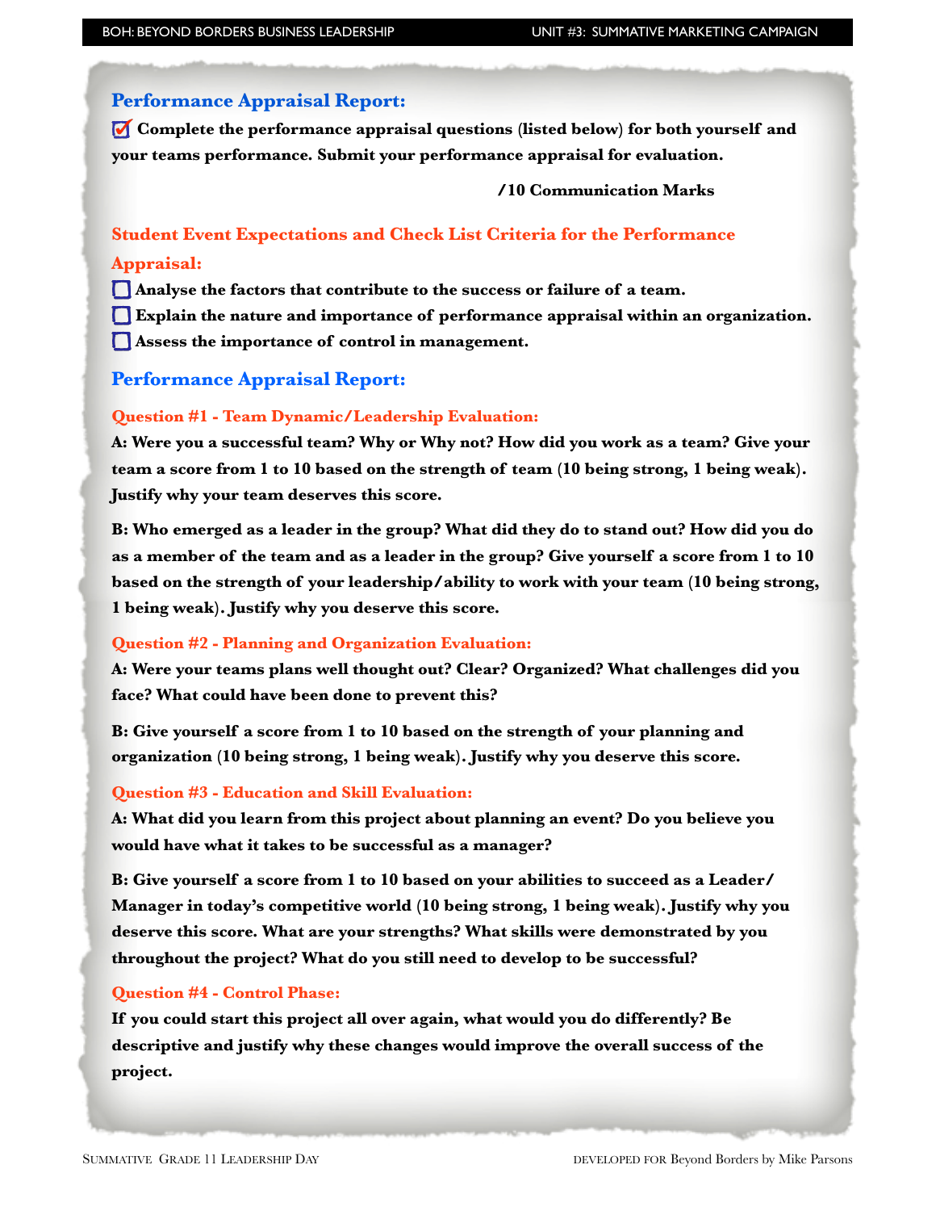## Performance Appraisal Report:

- [x] **Complete the performance appraisal questions (listed below) for both yourself and your teams performance. Submit your performance appraisal for evaluation.**

**/10 Communication Marks**

### Student Event Expectations and Check List Criteria for the Performance Appraisal:

- [ ] **Analyse the factors that contribute to the success or failure of a team.**
- [ ] **Explain the nature and importance of performance appraisal within an organization.**
- [ ] **Assess the importance of control in management.**

## Performance Appraisal Report:

### Question #1 - Team Dynamic/Leadership Evaluation:

**A: Were you a successful team? Why or Why not? How did you work as a team? Give your team a score from 1 to 10 based on the strength of team (10 being strong, 1 being weak). Justify why your team deserves this score.**

**B: Who emerged as a leader in the group? What did they do to stand out? How did you do as a member of the team and as a leader in the group? Give yourself a score from 1 to 10 based on the strength of your leadership/ability to work with your team (10 being strong, 1 being weak). Justify why you deserve this score.**

### Question #2 - Planning and Organization Evaluation:

**A: Were your teams plans well thought out? Clear? Organized? What challenges did you face? What could have been done to prevent this?**

**B: Give yourself a score from 1 to 10 based on the strength of your planning and organization (10 being strong, 1 being weak). Justify why you deserve this score.**

### Question #3 - Education and Skill Evaluation:

**A: What did you learn from this project about planning an event? Do you believe you would have what it takes to be successful as a manager?**

**B: Give yourself a score from 1 to 10 based on your abilities to succeed as a Leader/ Manager in today's competitive world (10 being strong, 1 being weak). Justify why you deserve this score. What are your strengths? What skills were demonstrated by you throughout the project? What do you still need to develop to be successful?**

### Question #4 - Control Phase:

**If you could start this project all over again, what would you do differently? Be descriptive and justify why these changes would improve the overall success of the project.**